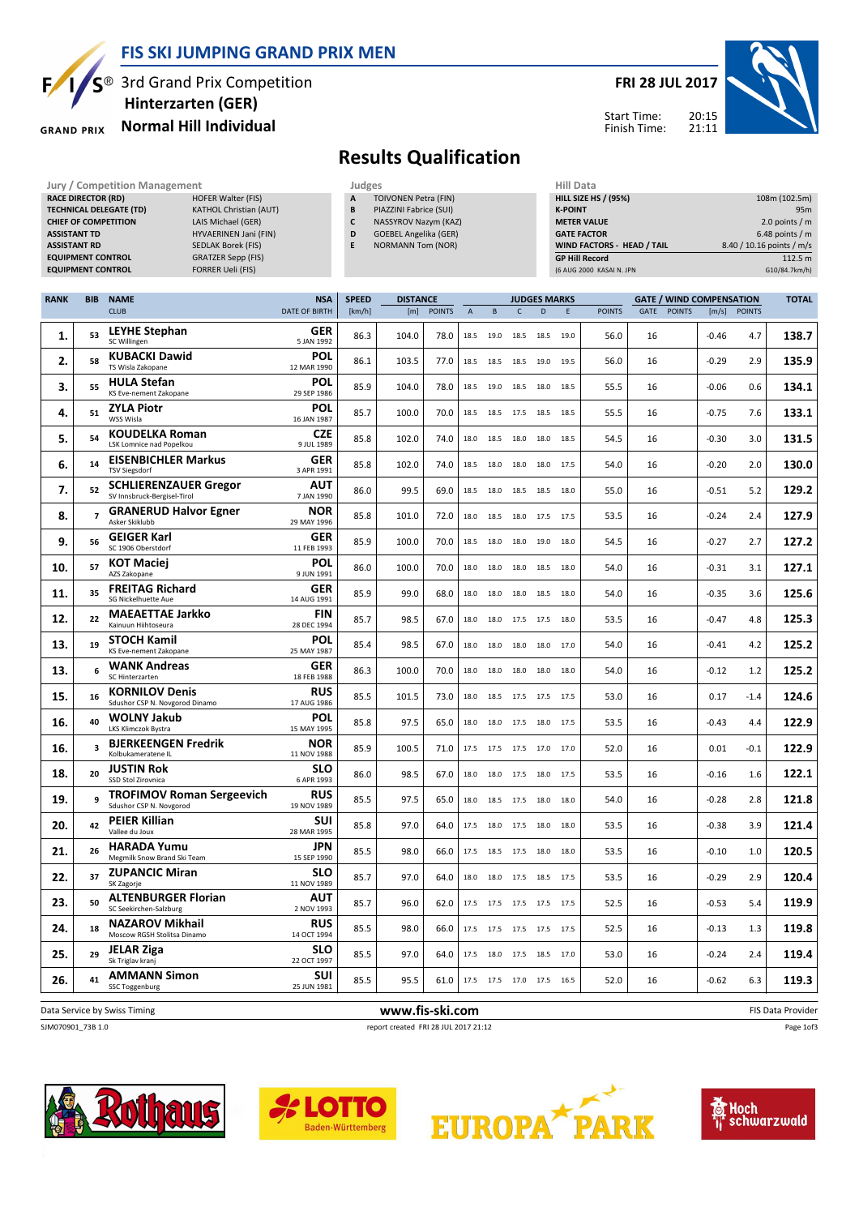# FIS SKI JUMPING GRAND PRIX MEN

## 3rd Grand Prix Competition
## Hinterzarten (GER)
## Normal Hill Individual

**FRI 28 JUL 2017**

Start Time: 20:15
Finish Time: 21:11

# Results Qualification

**Jury / Competition Management**

| | |
|---|---|
| RACE DIRECTOR (RD) | HOFER Walter (FIS) |
| TECHNICAL DELEGATE (TD) | KATHOL Christian (AUT) |
| CHIEF OF COMPETITION | LAIS Michael (GER) |
| ASSISTANT TD | HYVAERINEN Jani (FIN) |
| ASSISTANT RD | SEDLAK Borek (FIS) |
| EQUIPMENT CONTROL | GRATZER Sepp (FIS) |
| EQUIPMENT CONTROL | FORRER Ueli (FIS) |

**Judges**

| | |
|---|---|
| A | TOIVONEN Petra (FIN) |
| B | PIAZZINI Fabrice (SUI) |
| C | NASSYROV Nazym (KAZ) |
| D | GOEBEL Angelika (GER) |
| E | NORMANN Tom (NOR) |

**Hill Data**

| | |
|---|---|
| HILL SIZE HS / (95%) | 108m (102.5m) |
| K-POINT | 95m |
| METER VALUE | 2.0 points / m |
| GATE FACTOR | 6.48 points / m |
| WIND FACTORS - HEAD / TAIL | 8.40 / 10.16 points / m/s |
| GP Hill Record | 112.5 m |
| (6 AUG 2000 KASAI N. JPN | G10/84.7km/h) |

| RANK | BIB | NAME / CLUB | NSA / DATE OF BIRTH | SPEED [km/h] | DISTANCE [m] | DISTANCE POINTS | A | B | C | D | E | JUDGES POINTS | GATE | GATE POINTS | WIND [m/s] | WIND POINTS | TOTAL |
|---|---|---|---|---|---|---|---|---|---|---|---|---|---|---|---|---|---|
| 1. | 53 | LEYHE Stephan / SC Willingen | GER / 5 JAN 1992 | 86.3 | 104.0 | 78.0 | 18.5 | 19.0 | 18.5 | 18.5 | 19.0 | 56.0 | 16 | | -0.46 | 4.7 | 138.7 |
| 2. | 58 | KUBACKI Dawid / TS Wisla Zakopane | POL / 12 MAR 1990 | 86.1 | 103.5 | 77.0 | 18.5 | 18.5 | 18.5 | 19.0 | 19.5 | 56.0 | 16 | | -0.29 | 2.9 | 135.9 |
| 3. | 55 | HULA Stefan / KS Eve-nement Zakopane | POL / 29 SEP 1986 | 85.9 | 104.0 | 78.0 | 18.5 | 19.0 | 18.5 | 18.0 | 18.5 | 55.5 | 16 | | -0.06 | 0.6 | 134.1 |
| 4. | 51 | ZYLA Piotr / WSS Wisla | POL / 16 JAN 1987 | 85.7 | 100.0 | 70.0 | 18.5 | 18.5 | 17.5 | 18.5 | 18.5 | 55.5 | 16 | | -0.75 | 7.6 | 133.1 |
| 5. | 54 | KOUDELKA Roman / LSK Lomnice nad Popelkou | CZE / 9 JUL 1989 | 85.8 | 102.0 | 74.0 | 18.0 | 18.5 | 18.0 | 18.0 | 18.5 | 54.5 | 16 | | -0.30 | 3.0 | 131.5 |
| 6. | 14 | EISENBICHLER Markus / TSV Siegsdorf | GER / 3 APR 1991 | 85.8 | 102.0 | 74.0 | 18.5 | 18.0 | 18.0 | 18.0 | 17.5 | 54.0 | 16 | | -0.20 | 2.0 | 130.0 |
| 7. | 52 | SCHLIERENZAUER Gregor / SV Innsbruck-Bergisel-Tirol | AUT / 7 JAN 1990 | 86.0 | 99.5 | 69.0 | 18.5 | 18.0 | 18.5 | 18.5 | 18.0 | 55.0 | 16 | | -0.51 | 5.2 | 129.2 |
| 8. | 7 | GRANERUD Halvor Egner / Asker Skiklubb | NOR / 29 MAY 1996 | 85.8 | 101.0 | 72.0 | 18.0 | 18.5 | 18.0 | 17.5 | 17.5 | 53.5 | 16 | | -0.24 | 2.4 | 127.9 |
| 9. | 56 | GEIGER Karl / SC 1906 Oberstdorf | GER / 11 FEB 1993 | 85.9 | 100.0 | 70.0 | 18.5 | 18.0 | 18.0 | 19.0 | 18.0 | 54.5 | 16 | | -0.27 | 2.7 | 127.2 |
| 10. | 57 | KOT Maciej / AZS Zakopane | POL / 9 JUN 1991 | 86.0 | 100.0 | 70.0 | 18.0 | 18.0 | 18.0 | 18.5 | 18.0 | 54.0 | 16 | | -0.31 | 3.1 | 127.1 |
| 11. | 35 | FREITAG Richard / SG Nickelhuette Aue | GER / 14 AUG 1991 | 85.9 | 99.0 | 68.0 | 18.0 | 18.0 | 18.0 | 18.5 | 18.0 | 54.0 | 16 | | -0.35 | 3.6 | 125.6 |
| 12. | 22 | MAEAETTAE Jarkko / Kainuun Hiihtoseura | FIN / 28 DEC 1994 | 85.7 | 98.5 | 67.0 | 18.0 | 18.0 | 17.5 | 17.5 | 18.0 | 53.5 | 16 | | -0.47 | 4.8 | 125.3 |
| 13. | 19 | STOCH Kamil / KS Eve-nement Zakopane | POL / 25 MAY 1987 | 85.4 | 98.5 | 67.0 | 18.0 | 18.0 | 18.0 | 18.0 | 17.0 | 54.0 | 16 | | -0.41 | 4.2 | 125.2 |
| 13. | 6 | WANK Andreas / SC Hinterzarten | GER / 18 FEB 1988 | 86.3 | 100.0 | 70.0 | 18.0 | 18.0 | 18.0 | 18.0 | 18.0 | 54.0 | 16 | | -0.12 | 1.2 | 125.2 |
| 15. | 16 | KORNILOV Denis / Sdushor CSP N. Novgorod Dinamo | RUS / 17 AUG 1986 | 85.5 | 101.5 | 73.0 | 18.0 | 18.5 | 17.5 | 17.5 | 17.5 | 53.0 | 16 | | 0.17 | -1.4 | 124.6 |
| 16. | 40 | WOLNY Jakub / LKS Klimczok Bystra | POL / 15 MAY 1995 | 85.8 | 97.5 | 65.0 | 18.0 | 18.0 | 17.5 | 18.0 | 17.5 | 53.5 | 16 | | -0.43 | 4.4 | 122.9 |
| 16. | 3 | BJERKEENGEN Fredrik / Kolbukameratene IL | NOR / 11 NOV 1988 | 85.9 | 100.5 | 71.0 | 17.5 | 17.5 | 17.5 | 17.0 | 17.0 | 52.0 | 16 | | 0.01 | -0.1 | 122.9 |
| 18. | 20 | JUSTIN Rok / SSD Stol Zirovnica | SLO / 6 APR 1993 | 86.0 | 98.5 | 67.0 | 18.0 | 18.0 | 17.5 | 18.0 | 17.5 | 53.5 | 16 | | -0.16 | 1.6 | 122.1 |
| 19. | 9 | TROFIMOV Roman Sergeevich / Sdushor CSP N. Novgorod | RUS / 19 NOV 1989 | 85.5 | 97.5 | 65.0 | 18.0 | 18.5 | 17.5 | 18.0 | 18.0 | 54.0 | 16 | | -0.28 | 2.8 | 121.8 |
| 20. | 42 | PEIER Killian / Vallee du Joux | SUI / 28 MAR 1995 | 85.8 | 97.0 | 64.0 | 17.5 | 18.0 | 17.5 | 18.0 | 18.0 | 53.5 | 16 | | -0.38 | 3.9 | 121.4 |
| 21. | 26 | HARADA Yumu / Megmilk Snow Brand Ski Team | JPN / 15 SEP 1990 | 85.5 | 98.0 | 66.0 | 17.5 | 18.5 | 17.5 | 18.0 | 18.0 | 53.5 | 16 | | -0.10 | 1.0 | 120.5 |
| 22. | 37 | ZUPANCIC Miran / SK Zagorje | SLO / 11 NOV 1989 | 85.7 | 97.0 | 64.0 | 18.0 | 18.0 | 17.5 | 18.5 | 17.5 | 53.5 | 16 | | -0.29 | 2.9 | 120.4 |
| 23. | 50 | ALTENBURGER Florian / SC Seekirchen-Salzburg | AUT / 2 NOV 1993 | 85.7 | 96.0 | 62.0 | 17.5 | 17.5 | 17.5 | 17.5 | 17.5 | 52.5 | 16 | | -0.53 | 5.4 | 119.9 |
| 24. | 18 | NAZAROV Mikhail / Moscow RGSH Stolitsa Dinamo | RUS / 14 OCT 1994 | 85.5 | 98.0 | 66.0 | 17.5 | 17.5 | 17.5 | 17.5 | 17.5 | 52.5 | 16 | | -0.13 | 1.3 | 119.8 |
| 25. | 29 | JELAR Ziga / Sk Triglav kranj | SLO / 22 OCT 1997 | 85.5 | 97.0 | 64.0 | 17.5 | 18.0 | 17.5 | 18.5 | 17.0 | 53.0 | 16 | | -0.24 | 2.4 | 119.4 |
| 26. | 41 | AMMANN Simon / SSC Toggenburg | SUI / 25 JUN 1981 | 85.5 | 95.5 | 61.0 | 17.5 | 17.5 | 17.0 | 17.5 | 16.5 | 52.0 | 16 | | -0.62 | 6.3 | 119.3 |

Data Service by Swiss Timing — www.fis-ski.com — FIS Data Provider

SJM070901_73B 1.0 — report created FRI 28 JUL 2017 21:12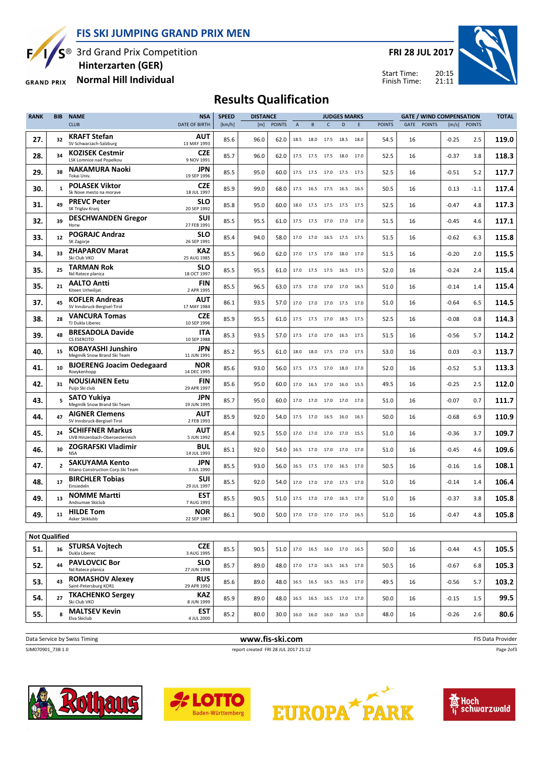# FIS SKI JUMPING GRAND PRIX MEN

3rd Grand Prix Competition
**Hinterzarten (GER)**
**Normal Hill Individual**

**FRI 28 JUL 2017**

Start Time: 20:15
Finish Time: 21:11

## Results Qualification

| RANK | BIB | NAME / CLUB | NSA / DATE OF BIRTH | SPEED [km/h] | DISTANCE [m] | DISTANCE POINTS | A | B | C | D | E | JUDGES POINTS | GATE | GATE POINTS | WIND [m/s] | WIND POINTS | TOTAL |
|---|---|---|---|---|---|---|---|---|---|---|---|---|---|---|---|---|---|
| 27. | 32 | **KRAFT Stefan** SV Schwarzach-Salzburg | AUT 13 MAY 1993 | 85.6 | 96.0 | 62.0 | 18.5 | 18.0 | 17.5 | 18.5 | 18.0 | 54.5 | 16 | | -0.25 | 2.5 | 119.0 |
| 28. | 34 | **KOZISEK Cestmir** LSK Lomnice nad Popelkou | CZE 9 NOV 1991 | 85.7 | 96.0 | 62.0 | 17.5 | 17.5 | 17.5 | 18.0 | 17.0 | 52.5 | 16 | | -0.37 | 3.8 | 118.3 |
| 29. | 38 | **NAKAMURA Naoki** Tokai Univ. | JPN 19 SEP 1996 | 85.5 | 95.0 | 60.0 | 17.5 | 17.5 | 17.0 | 17.5 | 17.5 | 52.5 | 16 | | -0.51 | 5.2 | 117.7 |
| 30. | 1 | **POLASEK Viktor** Sk Nove mesto na morave | CZE 18 JUL 1997 | 85.9 | 99.0 | 68.0 | 17.5 | 16.5 | 17.5 | 16.5 | 16.5 | 50.5 | 16 | | 0.13 | -1.1 | 117.4 |
| 31. | 49 | **PREVC Peter** SK Triglav Kranj | SLO 20 SEP 1992 | 85.8 | 95.0 | 60.0 | 18.0 | 17.5 | 17.5 | 17.5 | 17.5 | 52.5 | 16 | | -0.47 | 4.8 | 117.3 |
| 32. | 39 | **DESCHWANDEN Gregor** Horw | SUI 27 FEB 1991 | 85.5 | 95.5 | 61.0 | 17.5 | 17.5 | 17.0 | 17.0 | 17.0 | 51.5 | 16 | | -0.45 | 4.6 | 117.1 |
| 33. | 12 | **POGRAJC Andraz** SK Zagorje | SLO 26 SEP 1991 | 85.4 | 94.0 | 58.0 | 17.0 | 17.0 | 16.5 | 17.5 | 17.5 | 51.5 | 16 | | -0.62 | 6.3 | 115.8 |
| 34. | 33 | **ZHAPAROV Marat** Ski Club VKO | KAZ 25 AUG 1985 | 85.5 | 96.0 | 62.0 | 17.0 | 17.5 | 17.0 | 18.0 | 17.0 | 51.5 | 16 | | -0.20 | 2.0 | 115.5 |
| 35. | 25 | **TARMAN Rok** Nd Ratece planica | SLO 18 OCT 1997 | 85.5 | 95.5 | 61.0 | 17.0 | 17.5 | 17.5 | 16.5 | 17.5 | 52.0 | 16 | | -0.24 | 2.4 | 115.4 |
| 35. | 21 | **AALTO Antti** Kiteen Urheilijat | FIN 2 APR 1995 | 85.5 | 96.5 | 63.0 | 17.5 | 17.0 | 17.0 | 17.0 | 16.5 | 51.0 | 16 | | -0.14 | 1.4 | 115.4 |
| 37. | 45 | **KOFLER Andreas** SV Innsbruck-Bergisel-Tirol | AUT 17 MAY 1984 | 86.1 | 93.5 | 57.0 | 17.0 | 17.0 | 17.0 | 17.5 | 17.0 | 51.0 | 16 | | -0.64 | 6.5 | 114.5 |
| 38. | 28 | **VANCURA Tomas** TJ Dukla Liberec | CZE 10 SEP 1996 | 85.9 | 95.5 | 61.0 | 17.5 | 17.5 | 17.0 | 18.5 | 17.5 | 52.5 | 16 | | -0.08 | 0.8 | 114.3 |
| 39. | 48 | **BRESADOLA Davide** CS ESERCITO | ITA 10 SEP 1988 | 85.3 | 93.5 | 57.0 | 17.5 | 17.0 | 17.0 | 16.5 | 17.5 | 51.5 | 16 | | -0.56 | 5.7 | 114.2 |
| 40. | 15 | **KOBAYASHI Junshiro** Megmilk Snow Brand Ski Team | JPN 11 JUN 1991 | 85.2 | 95.5 | 61.0 | 18.0 | 18.0 | 17.5 | 17.0 | 17.5 | 53.0 | 16 | | 0.03 | -0.3 | 113.7 |
| 41. | 10 | **BJOERENG Joacim Oedegaard** Roeykenhopp | NOR 14 DEC 1995 | 85.6 | 93.0 | 56.0 | 17.5 | 17.5 | 17.0 | 18.0 | 17.0 | 52.0 | 16 | | -0.52 | 5.3 | 113.3 |
| 42. | 31 | **NOUSIAINEN Eetu** Puijo Ski club | FIN 29 APR 1997 | 85.6 | 95.0 | 60.0 | 17.0 | 16.5 | 17.0 | 16.0 | 15.5 | 49.5 | 16 | | -0.25 | 2.5 | 112.0 |
| 43. | 5 | **SATO Yukiya** Megmilk Snow Brand Ski Team | JPN 19 JUN 1995 | 85.7 | 95.0 | 60.0 | 17.0 | 17.0 | 17.0 | 17.0 | 17.0 | 51.0 | 16 | | -0.07 | 0.7 | 111.7 |
| 44. | 47 | **AIGNER Clemens** SV Innsbruck-Bergisel-Tirol | AUT 2 FEB 1993 | 85.9 | 92.0 | 54.0 | 17.5 | 17.0 | 16.5 | 16.0 | 16.5 | 50.0 | 16 | | -0.68 | 6.9 | 110.9 |
| 45. | 24 | **SCHIFFNER Markus** UVB Hinzenbach-Oberoesterreich | AUT 5 JUN 1992 | 85.4 | 92.5 | 55.0 | 17.0 | 17.0 | 17.0 | 17.0 | 15.5 | 51.0 | 16 | | -0.36 | 3.7 | 109.7 |
| 46. | 30 | **ZOGRAFSKI Vladimir** NSA | BUL 14 JUL 1993 | 85.1 | 92.0 | 54.0 | 16.5 | 17.0 | 17.0 | 17.0 | 17.0 | 51.0 | 16 | | -0.45 | 4.6 | 109.6 |
| 47. | 2 | **SAKUYAMA Kento** Kitano Construction Corp.Ski Team | JPN 3 JUL 1990 | 85.5 | 93.0 | 56.0 | 16.5 | 17.5 | 17.0 | 16.5 | 17.0 | 50.5 | 16 | | -0.16 | 1.6 | 108.1 |
| 48. | 17 | **BIRCHLER Tobias** Einsiedeln | SUI 29 JUL 1997 | 85.5 | 92.0 | 54.0 | 17.0 | 17.0 | 17.0 | 17.5 | 17.0 | 51.0 | 16 | | -0.14 | 1.4 | 106.4 |
| 49. | 13 | **NOMME Martti** Andsumae Skiclub | EST 7 AUG 1993 | 85.5 | 90.5 | 51.0 | 17.5 | 17.0 | 17.0 | 16.5 | 17.0 | 51.0 | 16 | | -0.37 | 3.8 | 105.8 |
| 49. | 11 | **HILDE Tom** Asker Skiklubb | NOR 22 SEP 1987 | 86.1 | 90.0 | 50.0 | 17.0 | 17.0 | 17.0 | 17.0 | 16.5 | 51.0 | 16 | | -0.47 | 4.8 | 105.8 |

**Not Qualified**

| RANK | BIB | NAME / CLUB | NSA / DATE OF BIRTH | SPEED [km/h] | DISTANCE [m] | DISTANCE POINTS | A | B | C | D | E | JUDGES POINTS | GATE | GATE POINTS | WIND [m/s] | WIND POINTS | TOTAL |
|---|---|---|---|---|---|---|---|---|---|---|---|---|---|---|---|---|---|
| 51. | 36 | **STURSA Vojtech** Dukla Liberec | CZE 3 AUG 1995 | 85.5 | 90.5 | 51.0 | 17.0 | 16.5 | 16.0 | 17.0 | 16.5 | 50.0 | 16 | | -0.44 | 4.5 | 105.5 |
| 52. | 44 | **PAVLOVCIC Bor** Nd Ratece planica | SLO 27 JUN 1998 | 85.7 | 89.0 | 48.0 | 17.0 | 17.0 | 16.5 | 16.5 | 17.0 | 50.5 | 16 | | -0.67 | 6.8 | 105.3 |
| 53. | 43 | **ROMASHOV Alexey** Saint-Petersburg KOR1 | RUS 29 APR 1992 | 85.6 | 89.0 | 48.0 | 16.5 | 16.5 | 16.5 | 16.5 | 17.0 | 49.5 | 16 | | -0.56 | 5.7 | 103.2 |
| 54. | 27 | **TKACHENKO Sergey** Ski Club VKO | KAZ 8 JUN 1999 | 85.9 | 89.0 | 48.0 | 16.5 | 16.5 | 16.5 | 17.0 | 17.0 | 50.0 | 16 | | -0.15 | 1.5 | 99.5 |
| 55. | 8 | **MALTSEV Kevin** Elva Skiclub | EST 4 JUL 2000 | 85.2 | 80.0 | 30.0 | 16.0 | 16.0 | 16.0 | 16.0 | 15.0 | 48.0 | 16 | | -0.26 | 2.6 | 80.6 |

Data Service by Swiss Timing — www.fis-ski.com — FIS Data Provider

SJM070901_73B 1.0 — report created FRI 28 JUL 2017 21:12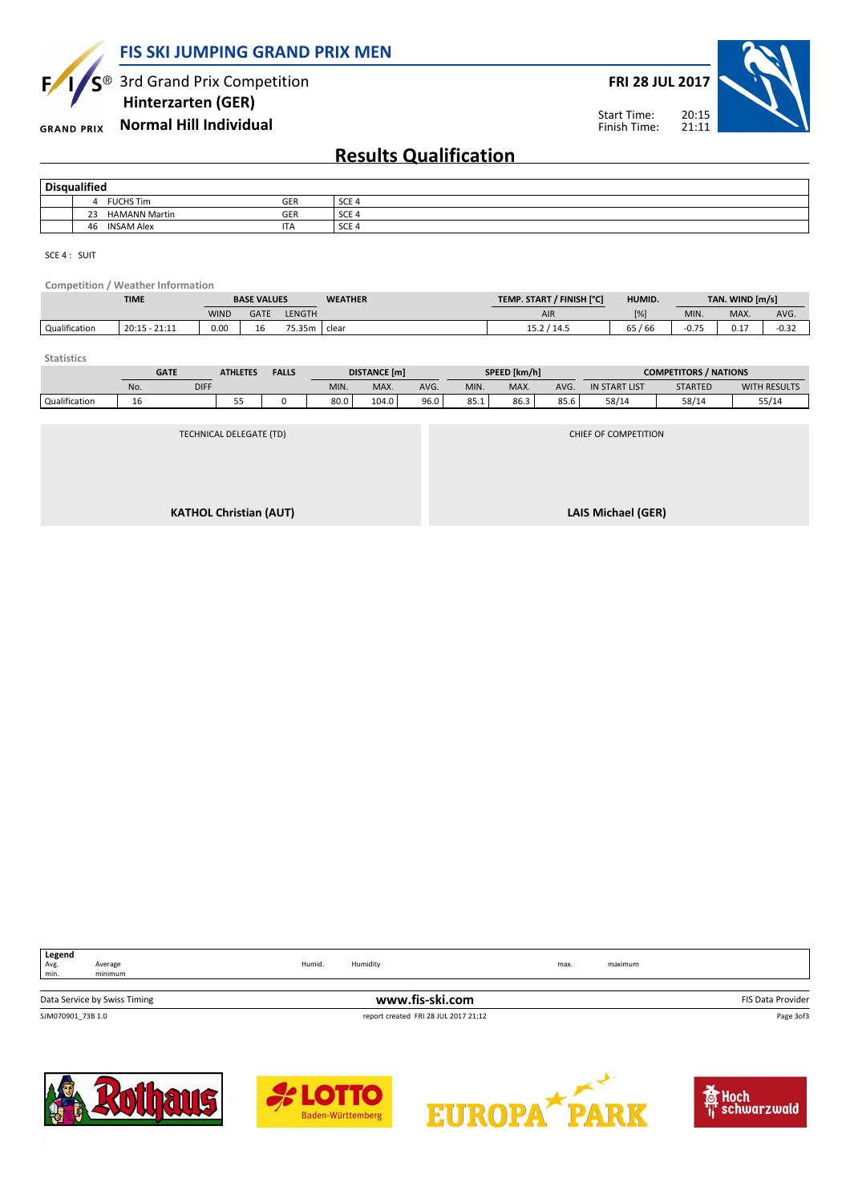# FIS SKI JUMPING GRAND PRIX MEN

3rd Grand Prix Competition
**Hinterzarten (GER)**
**Normal Hill Individual**

**FRI 28 JUL 2017**

Start Time: 20:15
Finish Time: 21:11

## Results Qualification

| Disqualified | | | |
|---|---|---|---|
| 4 | FUCHS Tim | GER | SCE 4 |
| 23 | HAMANN Martin | GER | SCE 4 |
| 46 | INSAM Alex | ITA | SCE 4 |

SCE 4 : SUIT

**Competition / Weather Information**

| | TIME | BASE VALUES | | | WEATHER | TEMP. START / FINISH [°C] | HUMID. | TAN. WIND [m/s] | | |
|---|---|---|---|---|---|---|---|---|---|---|
| | | WIND | GATE | LENGTH | | AIR | [%] | MIN. | MAX. | AVG. |
| Qualification | 20:15 - 21:11 | 0.00 | 16 | 75.35m | clear | 15.2 / 14.5 | 65 / 66 | -0.75 | 0.17 | -0.32 |

**Statistics**

| | GATE | | ATHLETES | FALLS | DISTANCE [m] | | | SPEED [km/h] | | | COMPETITORS / NATIONS | | |
|---|---|---|---|---|---|---|---|---|---|---|---|---|---|
| | No. | DIFF | | | MIN. | MAX. | AVG. | MIN. | MAX. | AVG. | IN START LIST | STARTED | WITH RESULTS |
| Qualification | 16 | | 55 | 0 | 80.0 | 104.0 | 96.0 | 85.1 | 86.3 | 85.6 | 58/14 | 58/14 | 55/14 |

| TECHNICAL DELEGATE (TD) | CHIEF OF COMPETITION |
|---|---|
| **KATHOL Christian (AUT)** | **LAIS Michael (GER)** |

**Legend**

| | | | | | |
|---|---|---|---|---|---|
| Avg. | Average | Humid. | Humidity | max. | maximum |
| min. | minimum | | | | |

Data Service by Swiss Timing — www.fis-ski.com — FIS Data Provider

SJM070901_73B 1.0 — report created FRI 28 JUL 2017 21:12